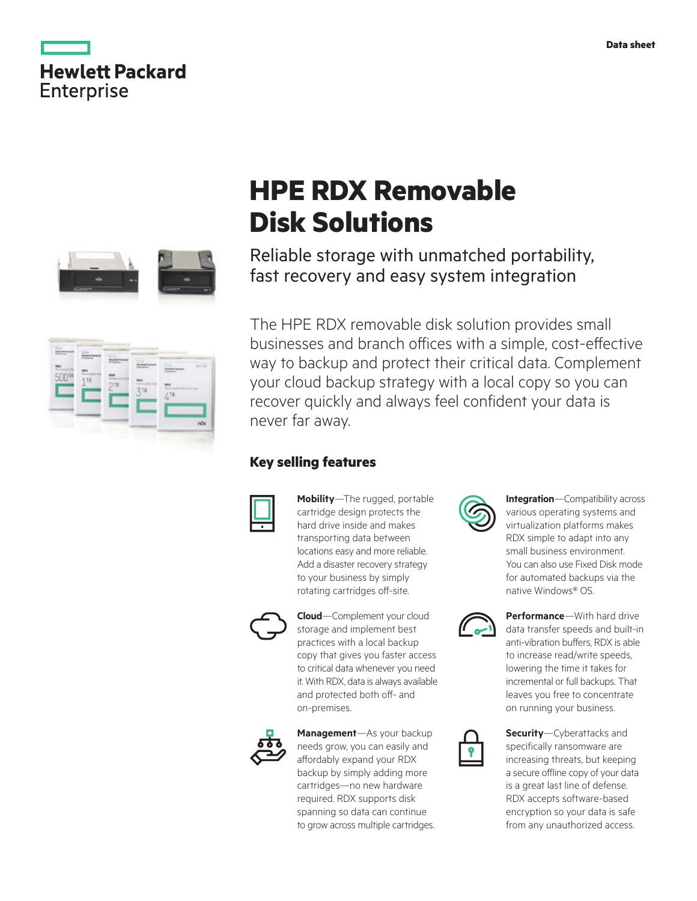# HPE RDX Removable Disk Solutions

Reliable storage with unmatched portability, fast recovery and easy system integration

The HPE RDX removable disk solution provides small businesses and branch offices with a simple, cost-effective way to backup and protect their critical data. Complement your cloud backup strategy with a local copy so you can recover quickly and always feel confident your data is never far away.

## Key selling features

**Mobility**—The rugged, portable cartridge design protects the hard drive inside and makes transporting data between locations easy and more reliable. Add a disaster recovery strategy to your business by simply rotating cartridges off-site.

**Cloud**—Complement your cloud storage and implement best practices with a local backup copy that gives you faster access to critical data whenever you need it. With RDX, data is always available and protected both off- and on-premises.

**Management**—As your backup needs grow, you can easily and affordably expand your RDX backup by simply adding more cartridges—no new hardware required. RDX supports disk spanning so data can continue to grow across multiple cartridges.

**Integration**—Compatibility across various operating systems and virtualization platforms makes RDX simple to adapt into any small business environment. You can also use Fixed Disk mode for automated backups via the native Windows® OS.

**Performance**—With hard drive data transfer speeds and built-in anti-vibration buffers, RDX is able to increase read/write speeds, lowering the time it takes for incremental or full backups. That leaves you free to concentrate on running your business.

**Security**—Cyberattacks and specifically ransomware are increasing threats, but keeping a secure offline copy of your data is a great last line of defense. RDX accepts software-based encryption so your data is safe from any unauthorized access.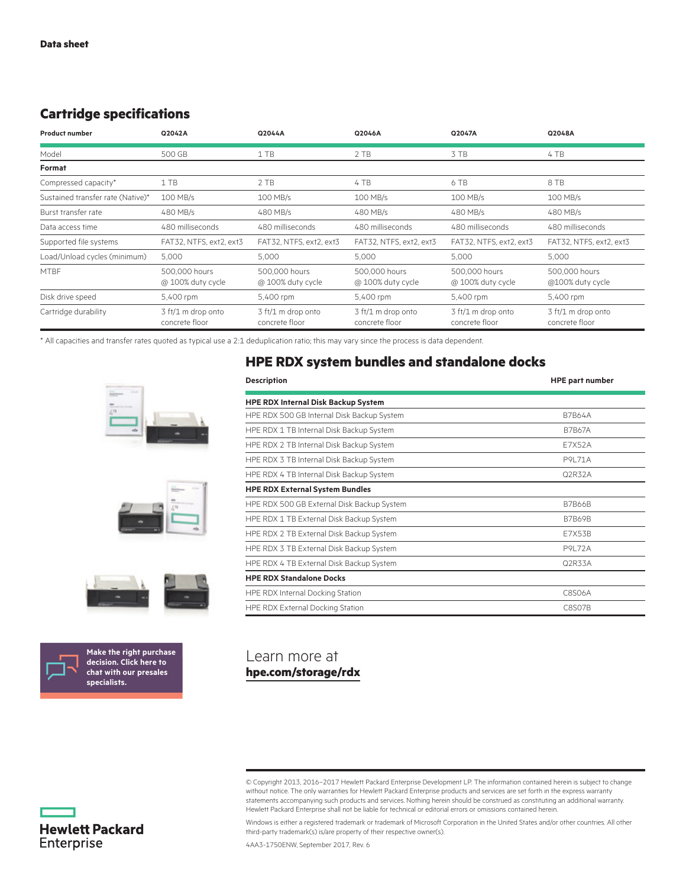## Cartridge specifications

| Product number | Q2042A | Q2044A | Q2046A | Q2047A | Q2048A |
|---|---|---|---|---|---|
| Model | 500 GB | 1 TB | 2 TB | 3 TB | 4 TB |
| **Format** | | | | | |
| Compressed capacity* | 1 TB | 2 TB | 4 TB | 6 TB | 8 TB |
| Sustained transfer rate (Native)* | 100 MB/s | 100 MB/s | 100 MB/s | 100 MB/s | 100 MB/s |
| Burst transfer rate | 480 MB/s | 480 MB/s | 480 MB/s | 480 MB/s | 480 MB/s |
| Data access time | 480 milliseconds | 480 milliseconds | 480 milliseconds | 480 milliseconds | 480 milliseconds |
| Supported file systems | FAT32, NTFS, ext2, ext3 | FAT32, NTFS, ext2, ext3 | FAT32, NTFS, ext2, ext3 | FAT32, NTFS, ext2, ext3 | FAT32, NTFS, ext2, ext3 |
| Load/Unload cycles (minimum) | 5,000 | 5,000 | 5,000 | 5,000 | 5,000 |
| MTBF | 500,000 hours @ 100% duty cycle | 500,000 hours @ 100% duty cycle | 500,000 hours @ 100% duty cycle | 500,000 hours @ 100% duty cycle | 500,000 hours @100% duty cycle |
| Disk drive speed | 5,400 rpm | 5,400 rpm | 5,400 rpm | 5,400 rpm | 5,400 rpm |
| Cartridge durability | 3 ft/1 m drop onto concrete floor | 3 ft/1 m drop onto concrete floor | 3 ft/1 m drop onto concrete floor | 3 ft/1 m drop onto concrete floor | 3 ft/1 m drop onto concrete floor |

* All capacities and transfer rates quoted as typical use a 2:1 deduplication ratio; this may vary since the process is data dependent.

## HPE RDX system bundles and standalone docks

| Description | HPE part number |
|---|---|
| **HPE RDX Internal Disk Backup System** | |
| HPE RDX 500 GB Internal Disk Backup System | B7B64A |
| HPE RDX 1 TB Internal Disk Backup System | B7B67A |
| HPE RDX 2 TB Internal Disk Backup System | E7X52A |
| HPE RDX 3 TB Internal Disk Backup System | P9L71A |
| HPE RDX 4 TB Internal Disk Backup System | Q2R32A |
| **HPE RDX External System Bundles** | |
| HPE RDX 500 GB External Disk Backup System | B7B66B |
| HPE RDX 1 TB External Disk Backup System | B7B69B |
| HPE RDX 2 TB External Disk Backup System | E7X53B |
| HPE RDX 3 TB External Disk Backup System | P9L72A |
| HPE RDX 4 TB External Disk Backup System | Q2R33A |
| **HPE RDX Standalone Docks** | |
| HPE RDX Internal Docking Station | C8S06A |
| HPE RDX External Docking Station | C8S07B |

**Make the right purchase decision. Click here to chat with our presales specialists.**

Learn more at
**hpe.com/storage/rdx**

**Hewlett Packard Enterprise**

© Copyright 2013, 2016–2017 Hewlett Packard Enterprise Development LP. The information contained herein is subject to change without notice. The only warranties for Hewlett Packard Enterprise products and services are set forth in the express warranty statements accompanying such products and services. Nothing herein should be construed as constituting an additional warranty. Hewlett Packard Enterprise shall not be liable for technical or editorial errors or omissions contained herein.

Windows is either a registered trademark or trademark of Microsoft Corporation in the United States and/or other countries. All other third-party trademark(s) is/are property of their respective owner(s).

4AA3-1750ENW, September 2017, Rev. 6